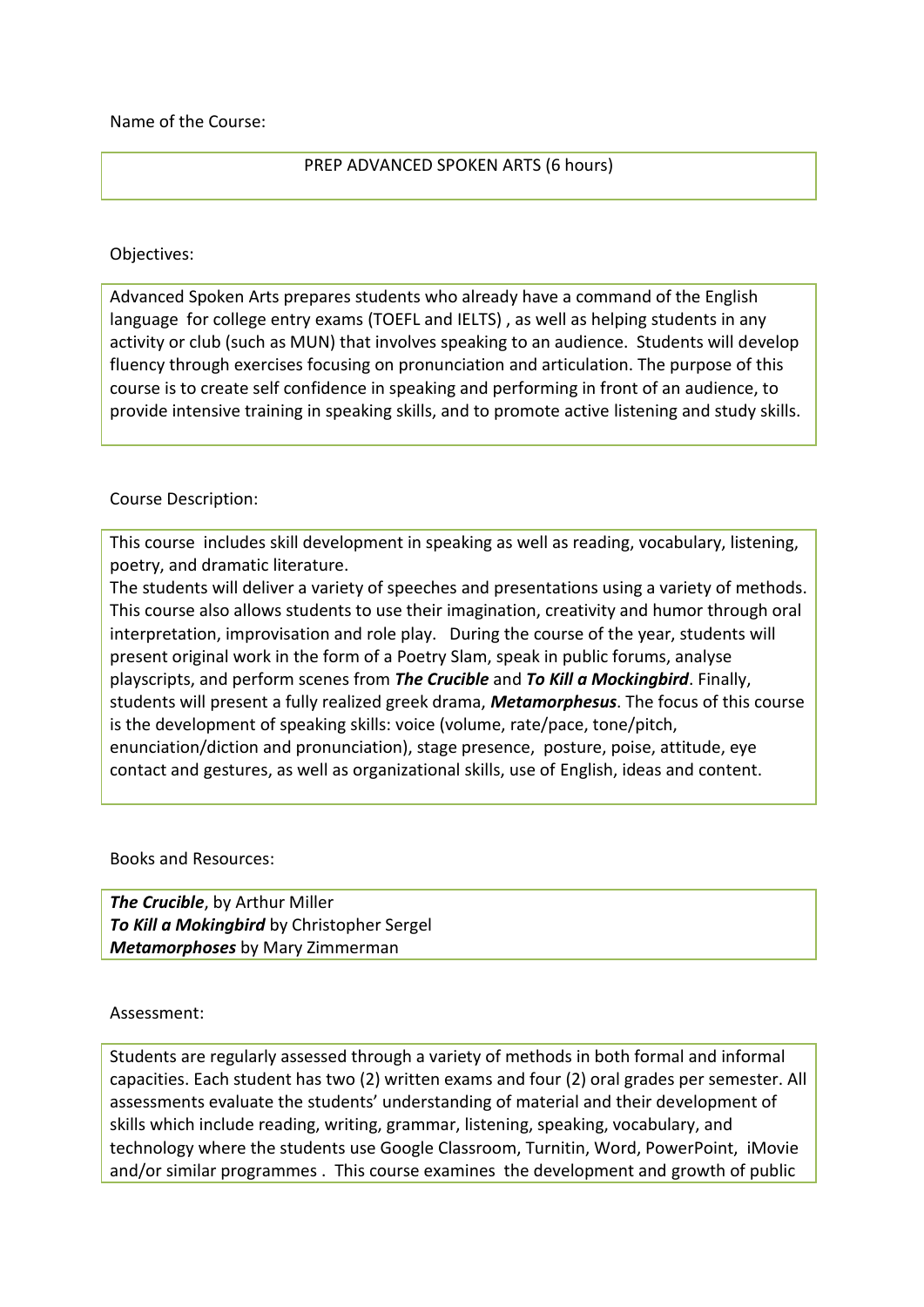Name of the Course:

PREP ADVANCED SPOKEN ARTS (6 hours)

Objectives:

Advanced Spoken Arts prepares students who already have a command of the English language for college entry exams (TOEFL and IELTS) , as well as helping students in any activity or club (such as MUN) that involves speaking to an audience. Students will develop fluency through exercises focusing on pronunciation and articulation. The purpose of this course is to create self confidence in speaking and performing in front of an audience, to provide intensive training in speaking skills, and to promote active listening and study skills.

Course Description:

This course includes skill development in speaking as well as reading, vocabulary, listening, poetry, and dramatic literature.
The students will deliver a variety of speeches and presentations using a variety of methods. This course also allows students to use their imagination, creativity and humor through oral interpretation, improvisation and role play. During the course of the year, students will present original work in the form of a Poetry Slam, speak in public forums, analyse playscripts, and perform scenes from ***The Crucible*** and ***To Kill a Mockingbird***. Finally, students will present a fully realized greek drama, ***Metamorphesus***. The focus of this course is the development of speaking skills: voice (volume, rate/pace, tone/pitch, enunciation/diction and pronunciation), stage presence, posture, poise, attitude, eye contact and gestures, as well as organizational skills, use of English, ideas and content.

Books and Resources:

***The Crucible***, by Arthur Miller
***To Kill a Mokingbird*** by Christopher Sergel
***Metamorphoses*** by Mary Zimmerman

Assessment:

Students are regularly assessed through a variety of methods in both formal and informal capacities. Each student has two (2) written exams and four (2) oral grades per semester. All assessments evaluate the students' understanding of material and their development of skills which include reading, writing, grammar, listening, speaking, vocabulary, and technology where the students use Google Classroom, Turnitin, Word, PowerPoint, iMovie and/or similar programmes . This course examines the development and growth of public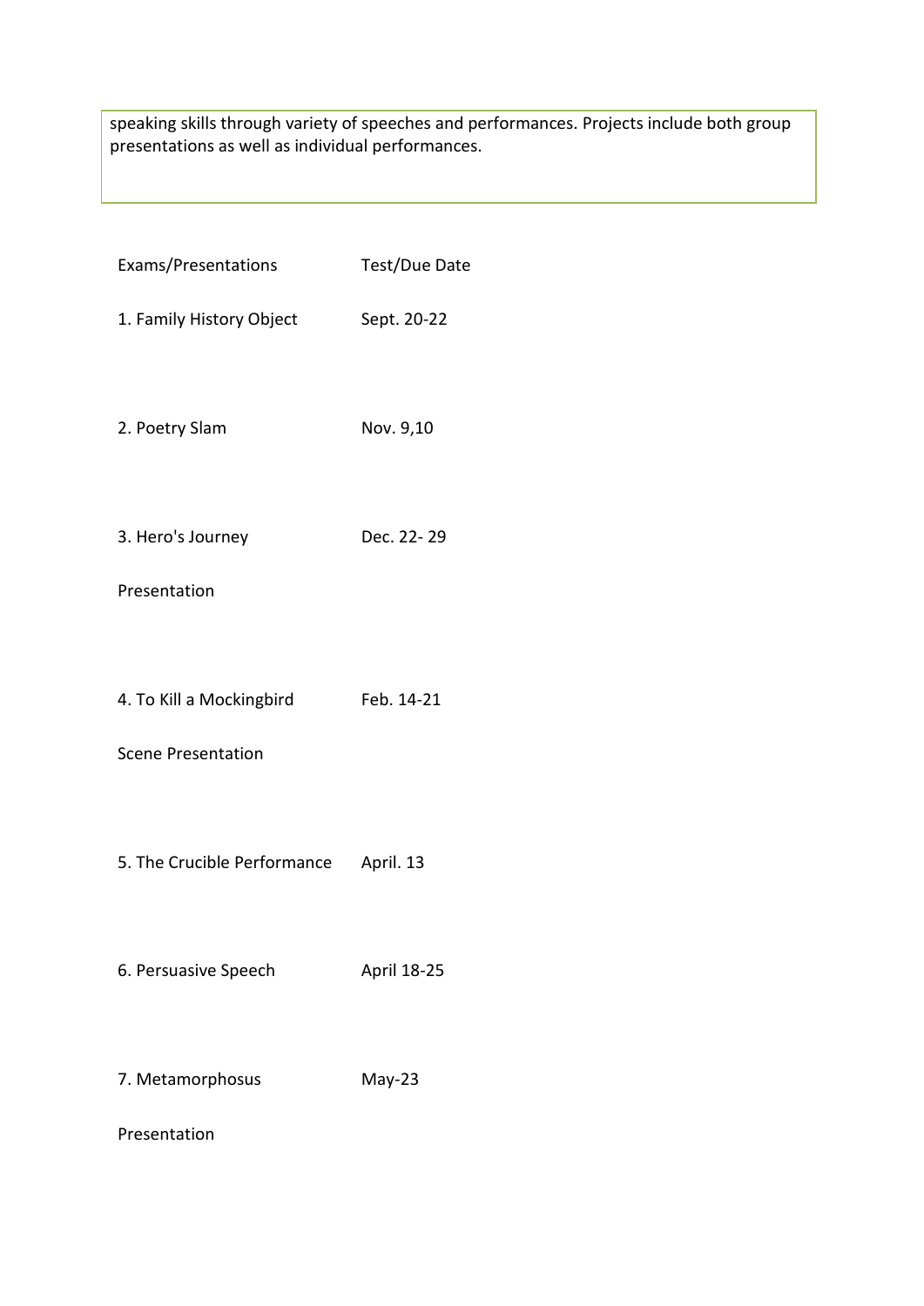speaking skills through variety of speeches and performances. Projects include both group presentations as well as individual performances.

| Exams/Presentations | Test/Due Date |
| --- | --- |
| 1. Family History Object | Sept. 20-22 |
| 2. Poetry Slam | Nov. 9,10 |
| 3. Hero's Journey Presentation | Dec. 22- 29 |
| 4. To Kill a Mockingbird Scene Presentation | Feb. 14-21 |
| 5. The Crucible Performance | April. 13 |
| 6. Persuasive Speech | April 18-25 |
| 7. Metamorphosus Presentation | May-23 |